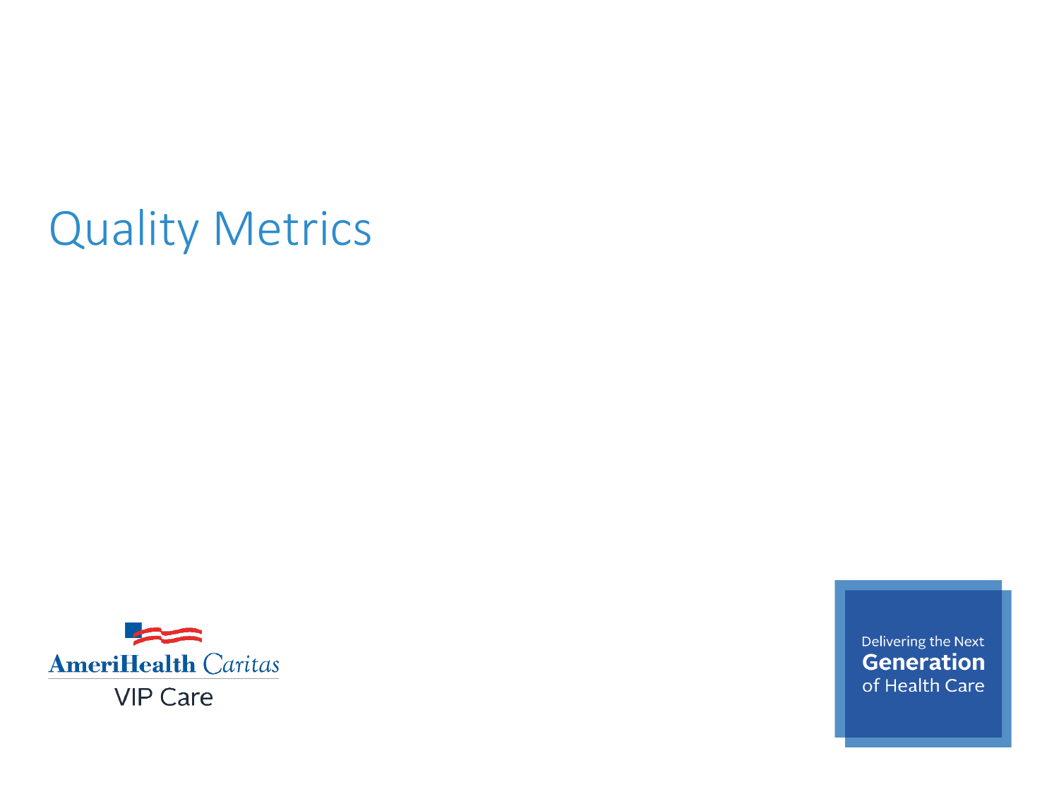# Quality Metrics

AmeriHealth Caritas

VIP Care

Delivering the Next **Generation** of Health Care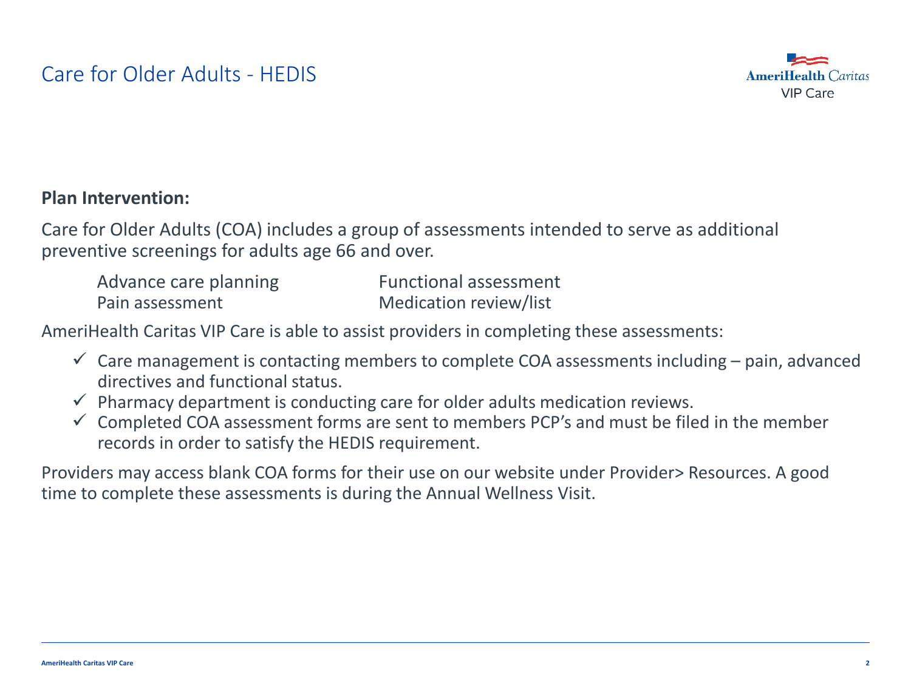# Care for Older Adults - HEDIS

**Plan Intervention:**

Care for Older Adults (COA) includes a group of assessments intended to serve as additional preventive screenings for adults age 66 and over.

- Advance care planning
- Functional assessment
- Pain assessment
- Medication review/list

AmeriHealth Caritas VIP Care is able to assist providers in completing these assessments:

- ✓ Care management is contacting members to complete COA assessments including – pain, advanced directives and functional status.
- ✓ Pharmacy department is conducting care for older adults medication reviews.
- ✓ Completed COA assessment forms are sent to members PCP's and must be filed in the member records in order to satisfy the HEDIS requirement.

Providers may access blank COA forms for their use on our website under Provider> Resources. A good time to complete these assessments is during the Annual Wellness Visit.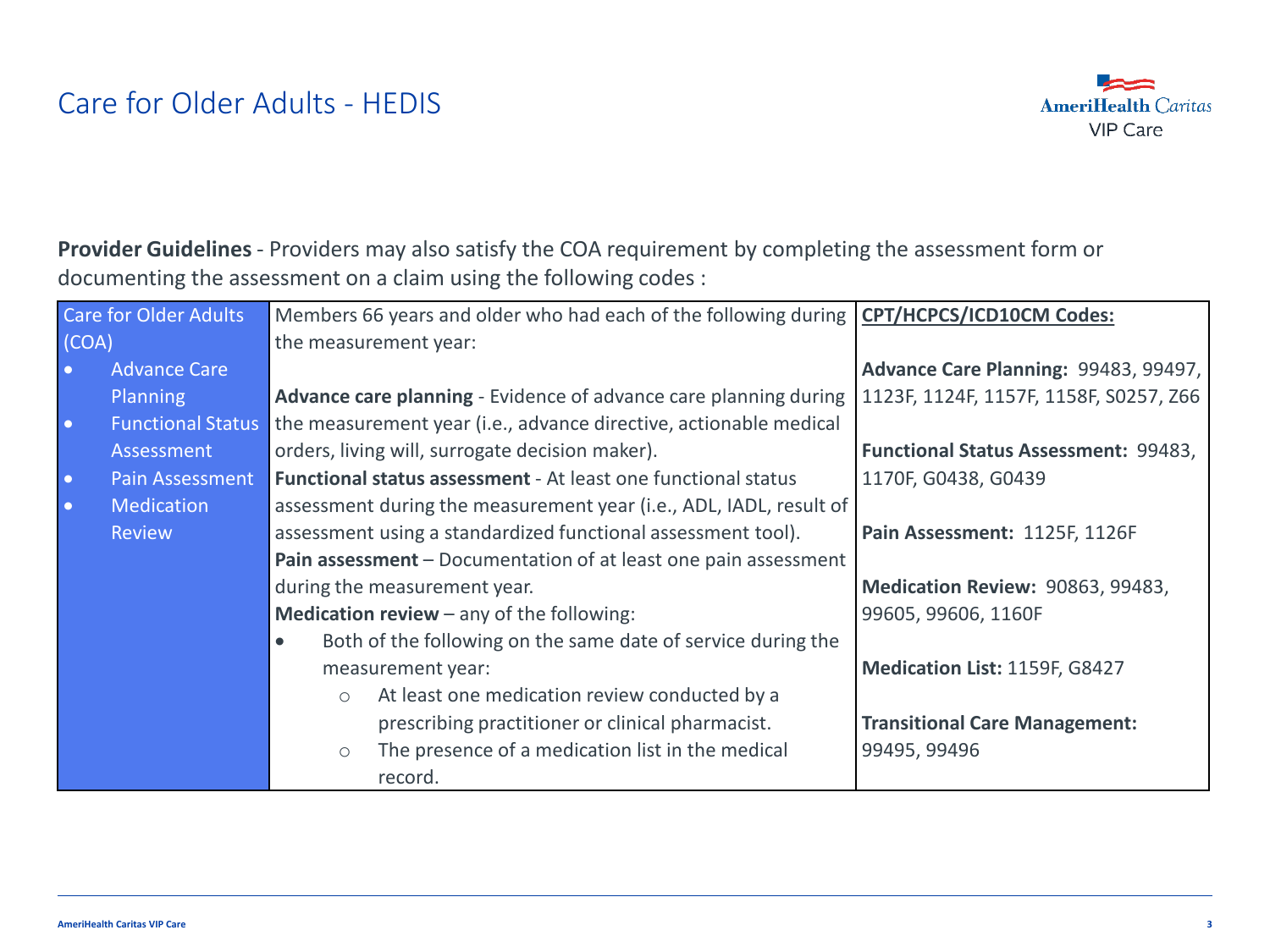# Care for Older Adults - HEDIS

**Provider Guidelines** - Providers may also satisfy the COA requirement by completing the assessment form or documenting the assessment on a claim using the following codes :

| Care for Older Adults (COA) | Members 66 years and older who had each of the following during the measurement year: | **CPT/HCPCS/ICD10CM Codes:** |
|---|---|---|
| • Advance Care Planning<br>• Functional Status Assessment<br>• Pain Assessment<br>• Medication Review | **Advance care planning** - Evidence of advance care planning during the measurement year (i.e., advance directive, actionable medical orders, living will, surrogate decision maker).<br>**Functional status assessment** - At least one functional status assessment during the measurement year (i.e., ADL, IADL, result of assessment using a standardized functional assessment tool).<br>**Pain assessment** – Documentation of at least one pain assessment during the measurement year.<br>**Medication review** – any of the following:<br>• Both of the following on the same date of service during the measurement year:<br>&nbsp;&nbsp;○ At least one medication review conducted by a prescribing practitioner or clinical pharmacist.<br>&nbsp;&nbsp;○ The presence of a medication list in the medical record. | **Advance Care Planning:** 99483, 99497, 1123F, 1124F, 1157F, 1158F, S0257, Z66<br><br>**Functional Status Assessment:** 99483, 1170F, G0438, G0439<br><br>**Pain Assessment:** 1125F, 1126F<br><br>**Medication Review:** 90863, 99483, 99605, 99606, 1160F<br><br>**Medication List:** 1159F, G8427<br><br>**Transitional Care Management:** 99495, 99496 |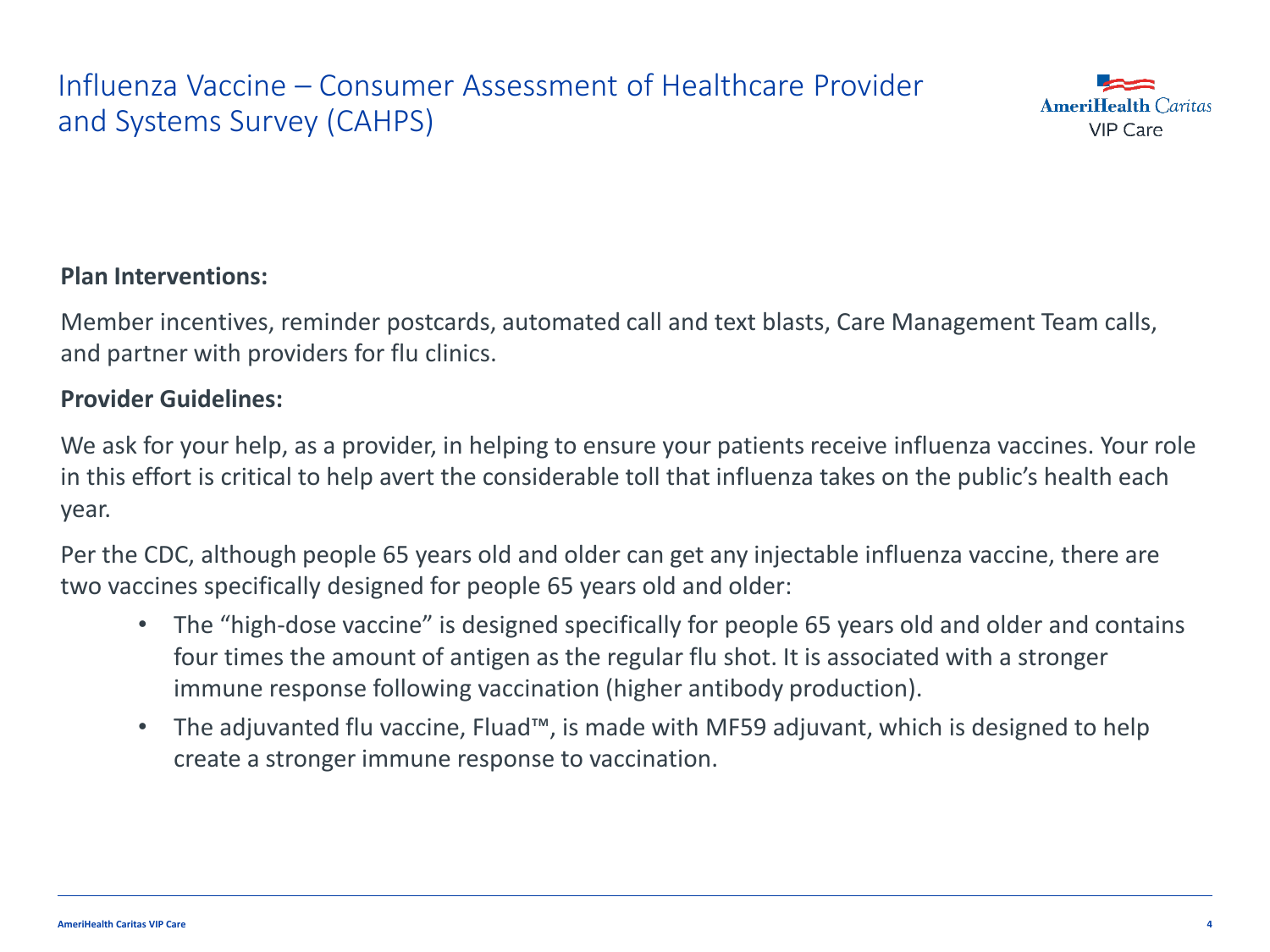# Influenza Vaccine – Consumer Assessment of Healthcare Provider and Systems Survey (CAHPS)

**Plan Interventions:**

Member incentives, reminder postcards, automated call and text blasts, Care Management Team calls, and partner with providers for flu clinics.

**Provider Guidelines:**

We ask for your help, as a provider, in helping to ensure your patients receive influenza vaccines. Your role in this effort is critical to help avert the considerable toll that influenza takes on the public's health each year.

Per the CDC, although people 65 years old and older can get any injectable influenza vaccine, there are two vaccines specifically designed for people 65 years old and older:

- The "high-dose vaccine" is designed specifically for people 65 years old and older and contains four times the amount of antigen as the regular flu shot. It is associated with a stronger immune response following vaccination (higher antibody production).
- The adjuvanted flu vaccine, Fluad™, is made with MF59 adjuvant, which is designed to help create a stronger immune response to vaccination.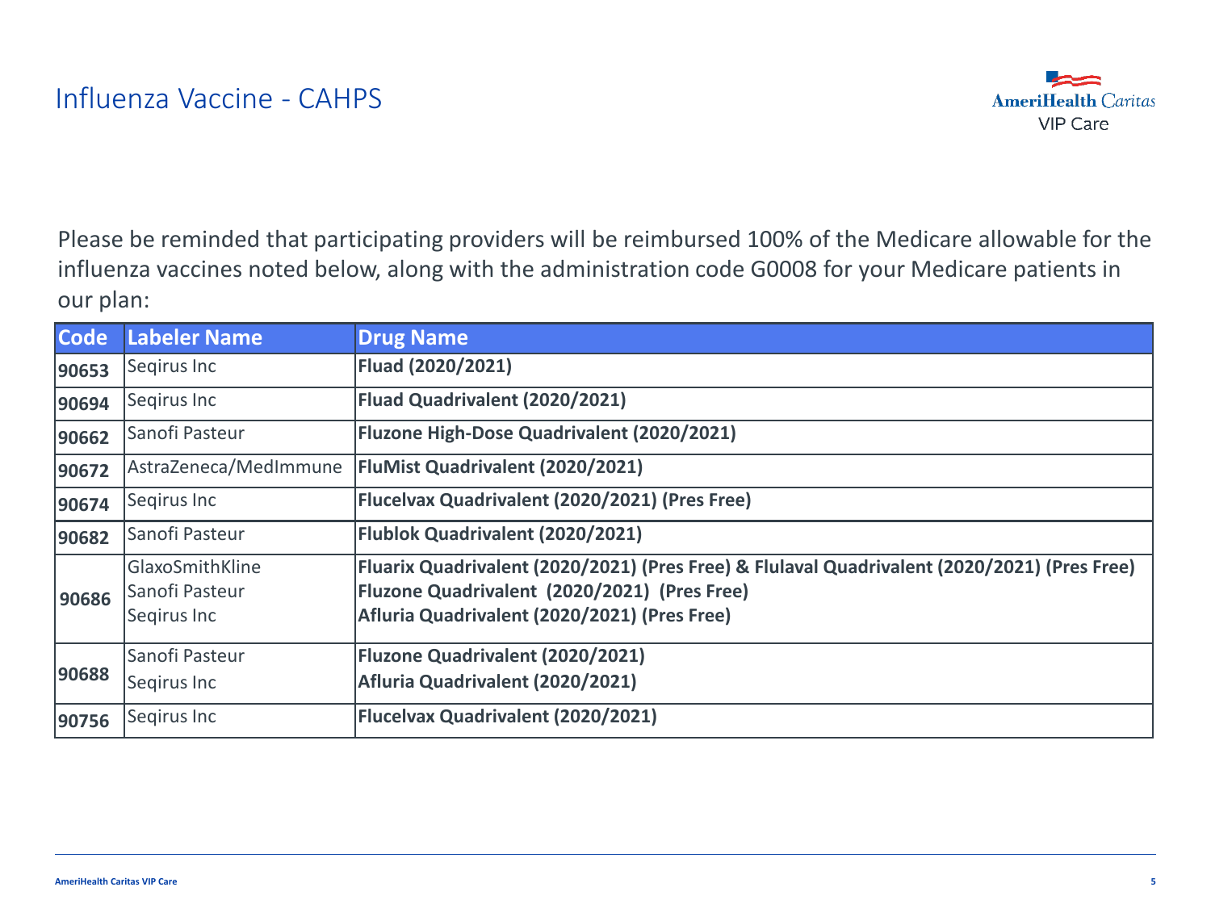# Influenza Vaccine - CAHPS

Please be reminded that participating providers will be reimbursed 100% of the Medicare allowable for the influenza vaccines noted below, along with the administration code G0008 for your Medicare patients in our plan:

| Code | Labeler Name | Drug Name |
|---|---|---|
| **90653** | Seqirus Inc | **Fluad (2020/2021)** |
| **90694** | Seqirus Inc | **Fluad Quadrivalent (2020/2021)** |
| **90662** | Sanofi Pasteur | **Fluzone High-Dose Quadrivalent (2020/2021)** |
| **90672** | AstraZeneca/MedImmune | **FluMist Quadrivalent (2020/2021)** |
| **90674** | Seqirus Inc | **Flucelvax Quadrivalent (2020/2021) (Pres Free)** |
| **90682** | Sanofi Pasteur | **Flublok Quadrivalent (2020/2021)** |
| **90686** | GlaxoSmithKline<br>Sanofi Pasteur<br>Seqirus Inc | **Fluarix Quadrivalent (2020/2021) (Pres Free) & Flulaval Quadrivalent (2020/2021) (Pres Free)**<br>**Fluzone Quadrivalent (2020/2021) (Pres Free)**<br>**Afluria Quadrivalent (2020/2021) (Pres Free)** |
| **90688** | Sanofi Pasteur<br>Seqirus Inc | **Fluzone Quadrivalent (2020/2021)**<br>**Afluria Quadrivalent (2020/2021)** |
| **90756** | Seqirus Inc | **Flucelvax Quadrivalent (2020/2021)** |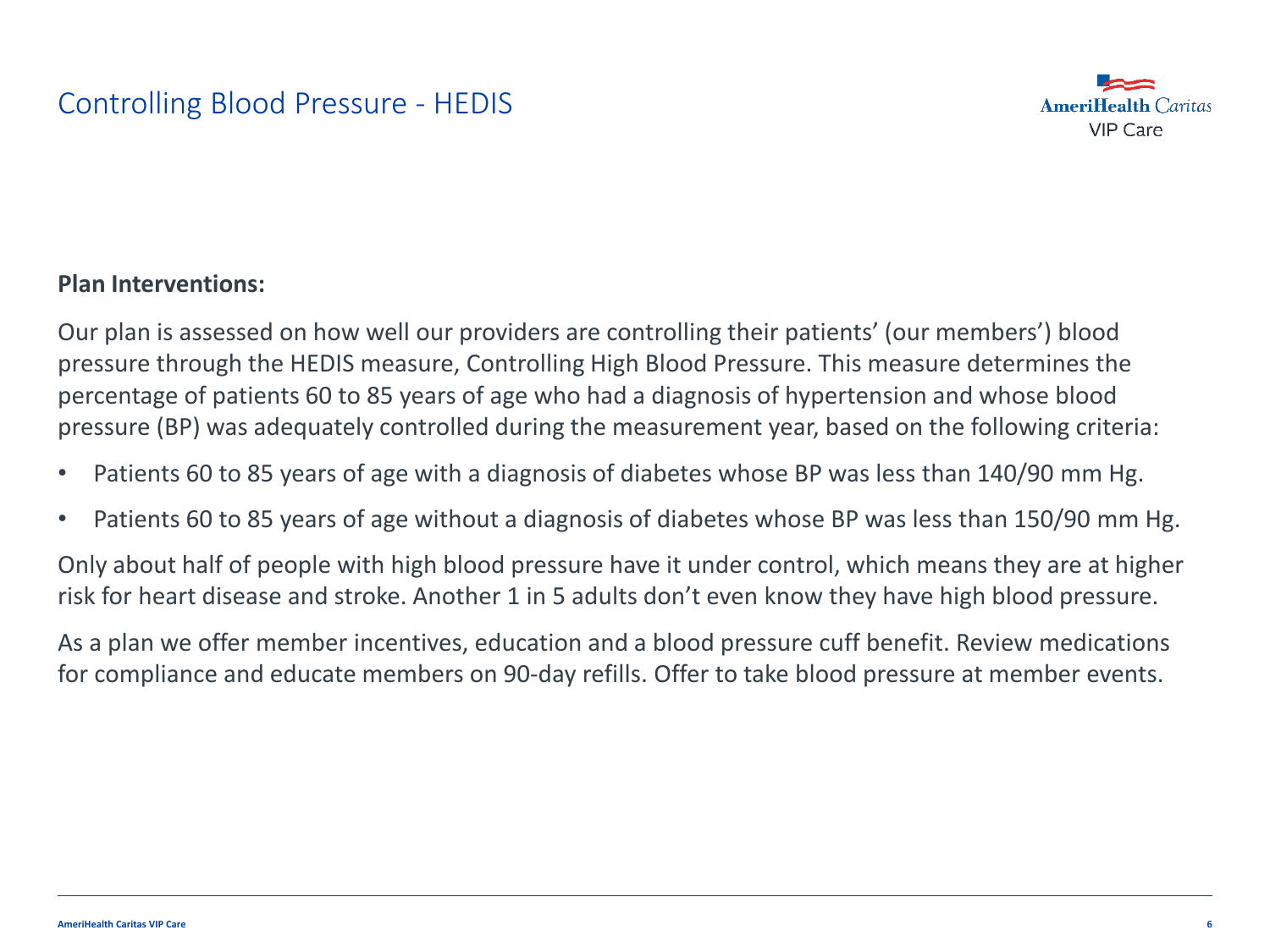# Controlling Blood Pressure - HEDIS

**Plan Interventions:**

Our plan is assessed on how well our providers are controlling their patients' (our members') blood pressure through the HEDIS measure, Controlling High Blood Pressure. This measure determines the percentage of patients 60 to 85 years of age who had a diagnosis of hypertension and whose blood pressure (BP) was adequately controlled during the measurement year, based on the following criteria:

- Patients 60 to 85 years of age with a diagnosis of diabetes whose BP was less than 140/90 mm Hg.
- Patients 60 to 85 years of age without a diagnosis of diabetes whose BP was less than 150/90 mm Hg.

Only about half of people with high blood pressure have it under control, which means they are at higher risk for heart disease and stroke. Another 1 in 5 adults don't even know they have high blood pressure.

As a plan we offer member incentives, education and a blood pressure cuff benefit. Review medications for compliance and educate members on 90-day refills. Offer to take blood pressure at member events.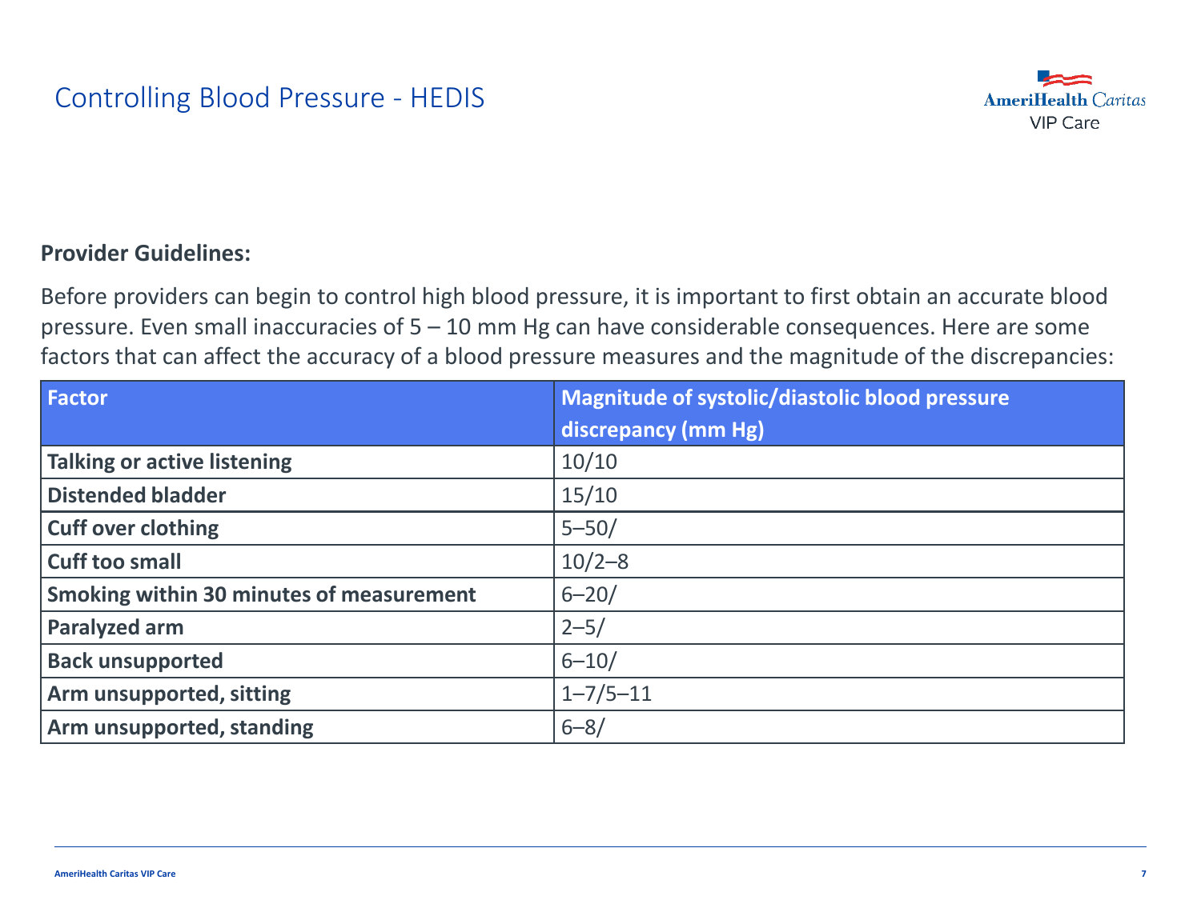# Controlling Blood Pressure - HEDIS

**Provider Guidelines:**

Before providers can begin to control high blood pressure, it is important to first obtain an accurate blood pressure. Even small inaccuracies of 5 – 10 mm Hg can have considerable consequences. Here are some factors that can affect the accuracy of a blood pressure measures and the magnitude of the discrepancies:

| Factor | Magnitude of systolic/diastolic blood pressure discrepancy (mm Hg) |
|---|---|
| **Talking or active listening** | 10/10 |
| **Distended bladder** | 15/10 |
| **Cuff over clothing** | 5–50/ |
| **Cuff too small** | 10/2–8 |
| **Smoking within 30 minutes of measurement** | 6–20/ |
| **Paralyzed arm** | 2–5/ |
| **Back unsupported** | 6–10/ |
| **Arm unsupported, sitting** | 1–7/5–11 |
| **Arm unsupported, standing** | 6–8/ |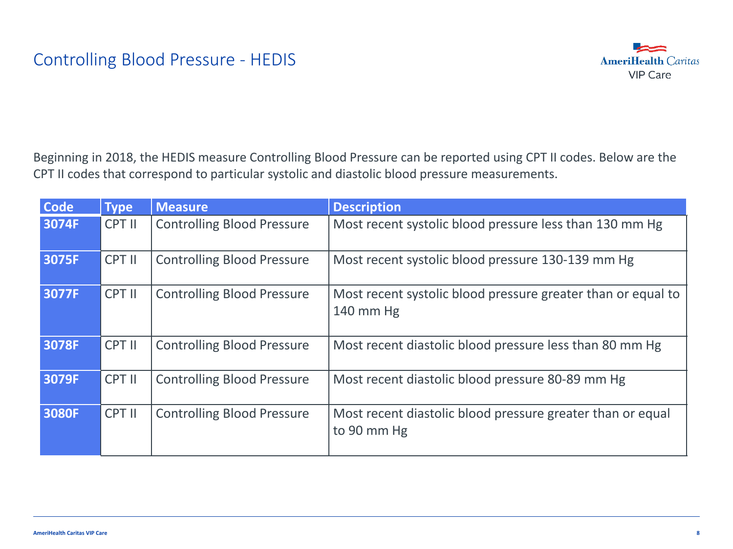# Controlling Blood Pressure - HEDIS

Beginning in 2018, the HEDIS measure Controlling Blood Pressure can be reported using CPT II codes. Below are the CPT II codes that correspond to particular systolic and diastolic blood pressure measurements.

| Code | Type | Measure | Description |
|---|---|---|---|
| **3074F** | CPT II | Controlling Blood Pressure | Most recent systolic blood pressure less than 130 mm Hg |
| **3075F** | CPT II | Controlling Blood Pressure | Most recent systolic blood pressure 130-139 mm Hg |
| **3077F** | CPT II | Controlling Blood Pressure | Most recent systolic blood pressure greater than or equal to 140 mm Hg |
| **3078F** | CPT II | Controlling Blood Pressure | Most recent diastolic blood pressure less than 80 mm Hg |
| **3079F** | CPT II | Controlling Blood Pressure | Most recent diastolic blood pressure 80-89 mm Hg |
| **3080F** | CPT II | Controlling Blood Pressure | Most recent diastolic blood pressure greater than or equal to 90 mm Hg |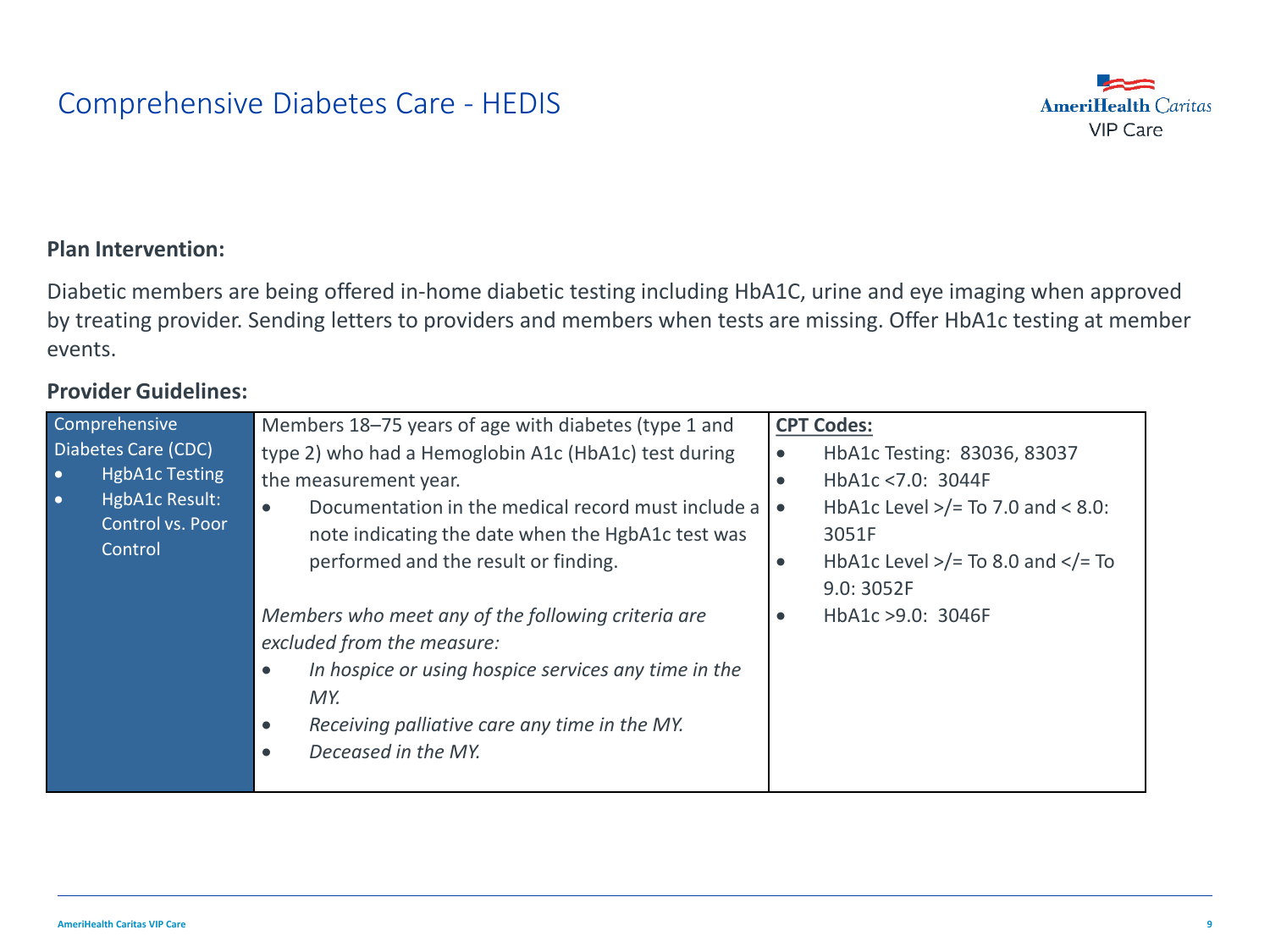# Comprehensive Diabetes Care - HEDIS

**Plan Intervention:**

Diabetic members are being offered in-home diabetic testing including HbA1C, urine and eye imaging when approved by treating provider. Sending letters to providers and members when tests are missing. Offer HbA1c testing at member events.

**Provider Guidelines:**

| Comprehensive Diabetes Care (CDC)<br>• HgbA1c Testing<br>• HgbA1c Result: Control vs. Poor Control | Members 18–75 years of age with diabetes (type 1 and type 2) who had a Hemoglobin A1c (HbA1c) test during the measurement year.<br>• Documentation in the medical record must include a note indicating the date when the HgbA1c test was performed and the result or finding.<br><br>*Members who meet any of the following criteria are excluded from the measure:*<br>• *In hospice or using hospice services any time in the MY.*<br>• *Receiving palliative care any time in the MY.*<br>• *Deceased in the MY.* | **CPT Codes:**<br>• HbA1c Testing: 83036, 83037<br>• HbA1c <7.0: 3044F<br>• HbA1c Level >/= To 7.0 and < 8.0: 3051F<br>• HbA1c Level >/= To 8.0 and </= To 9.0: 3052F<br>• HbA1c >9.0: 3046F |
|---|---|---|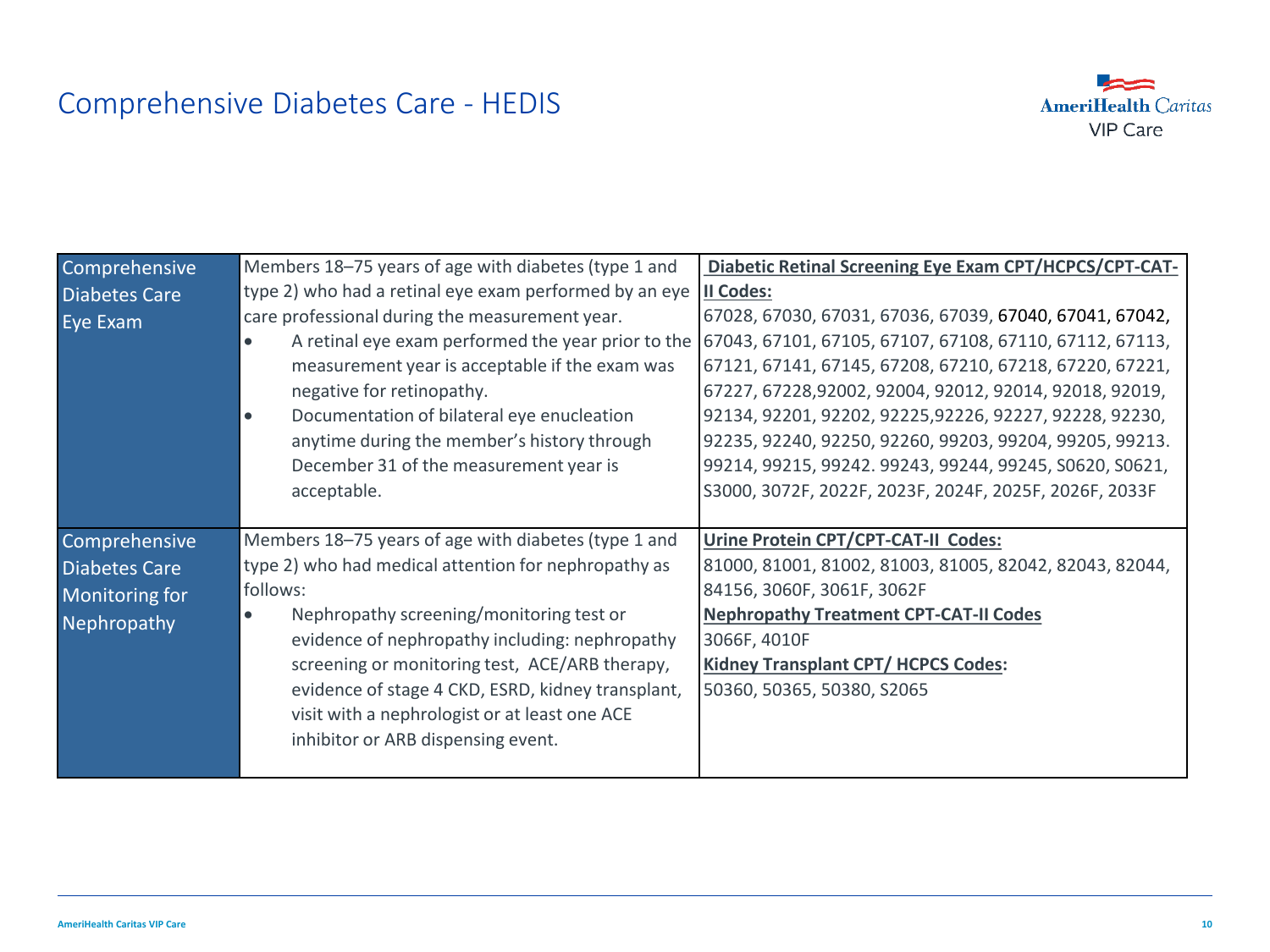# Comprehensive Diabetes Care - HEDIS

| Comprehensive Diabetes Care Eye Exam | Members 18–75 years of age with diabetes (type 1 and type 2) who had a retinal eye exam performed by an eye care professional during the measurement year.<br>• A retinal eye exam performed the year prior to the measurement year is acceptable if the exam was negative for retinopathy.<br>• Documentation of bilateral eye enucleation anytime during the member's history through December 31 of the measurement year is acceptable. | **Diabetic Retinal Screening Eye Exam CPT/HCPCS/CPT-CAT-II Codes:**<br>67028, 67030, 67031, 67036, 67039, 67040, 67041, 67042, 67043, 67101, 67105, 67107, 67108, 67110, 67112, 67113, 67121, 67141, 67145, 67208, 67210, 67218, 67220, 67221, 67227, 67228,92002, 92004, 92012, 92014, 92018, 92019, 92134, 92201, 92202, 92225,92226, 92227, 92228, 92230, 92235, 92240, 92250, 92260, 99203, 99204, 99205, 99213. 99214, 99215, 99242. 99243, 99244, 99245, S0620, S0621, S3000, 3072F, 2022F, 2023F, 2024F, 2025F, 2026F, 2033F |
|---|---|---|
| Comprehensive Diabetes Care Monitoring for Nephropathy | Members 18–75 years of age with diabetes (type 1 and type 2) who had medical attention for nephropathy as follows:<br>• Nephropathy screening/monitoring test or evidence of nephropathy including: nephropathy screening or monitoring test, ACE/ARB therapy, evidence of stage 4 CKD, ESRD, kidney transplant, visit with a nephrologist or at least one ACE inhibitor or ARB dispensing event. | **Urine Protein CPT/CPT-CAT-II Codes:**<br>81000, 81001, 81002, 81003, 81005, 82042, 82043, 82044, 84156, 3060F, 3061F, 3062F<br>**Nephropathy Treatment CPT-CAT-II Codes**<br>3066F, 4010F<br>**Kidney Transplant CPT/ HCPCS Codes:**<br>50360, 50365, 50380, S2065 |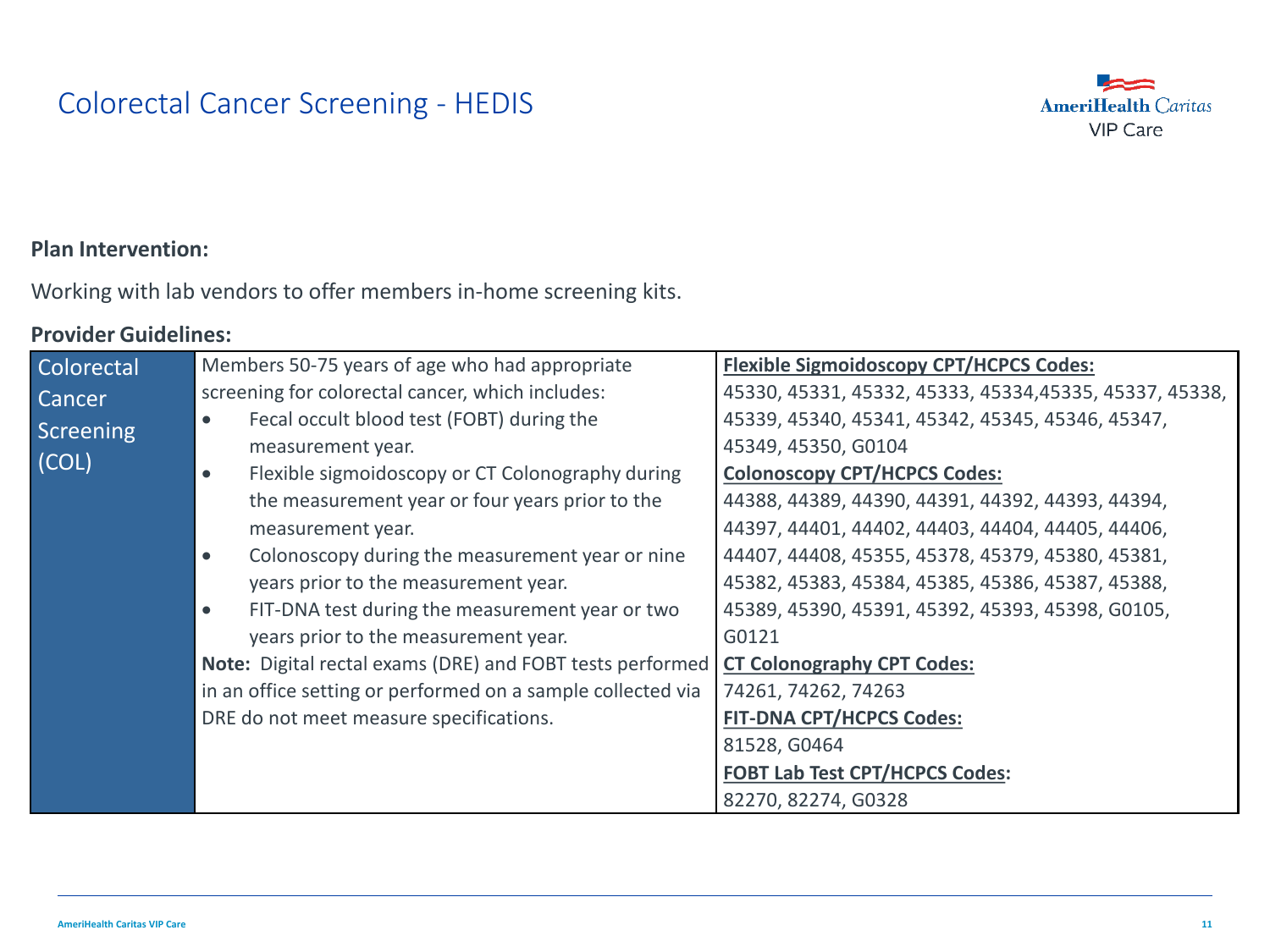# Colorectal Cancer Screening - HEDIS

**Plan Intervention:**

Working with lab vendors to offer members in-home screening kits.

**Provider Guidelines:**

| Colorectal Cancer Screening (COL) | Members 50-75 years of age who had appropriate screening for colorectal cancer, which includes:<br>• Fecal occult blood test (FOBT) during the measurement year.<br>• Flexible sigmoidoscopy or CT Colonography during the measurement year or four years prior to the measurement year.<br>• Colonoscopy during the measurement year or nine years prior to the measurement year.<br>• FIT-DNA test during the measurement year or two years prior to the measurement year.<br>**Note:** Digital rectal exams (DRE) and FOBT tests performed in an office setting or performed on a sample collected via DRE do not meet measure specifications. | **Flexible Sigmoidoscopy CPT/HCPCS Codes:**<br>45330, 45331, 45332, 45333, 45334,45335, 45337, 45338, 45339, 45340, 45341, 45342, 45345, 45346, 45347, 45349, 45350, G0104<br>**Colonoscopy CPT/HCPCS Codes:**<br>44388, 44389, 44390, 44391, 44392, 44393, 44394, 44397, 44401, 44402, 44403, 44404, 44405, 44406, 44407, 44408, 45355, 45378, 45379, 45380, 45381, 45382, 45383, 45384, 45385, 45386, 45387, 45388, 45389, 45390, 45391, 45392, 45393, 45398, G0105, G0121<br>**CT Colonography CPT Codes:**<br>74261, 74262, 74263<br>**FIT-DNA CPT/HCPCS Codes:**<br>81528, G0464<br>**FOBT Lab Test CPT/HCPCS Codes:**<br>82270, 82274, G0328 |
|---|---|---|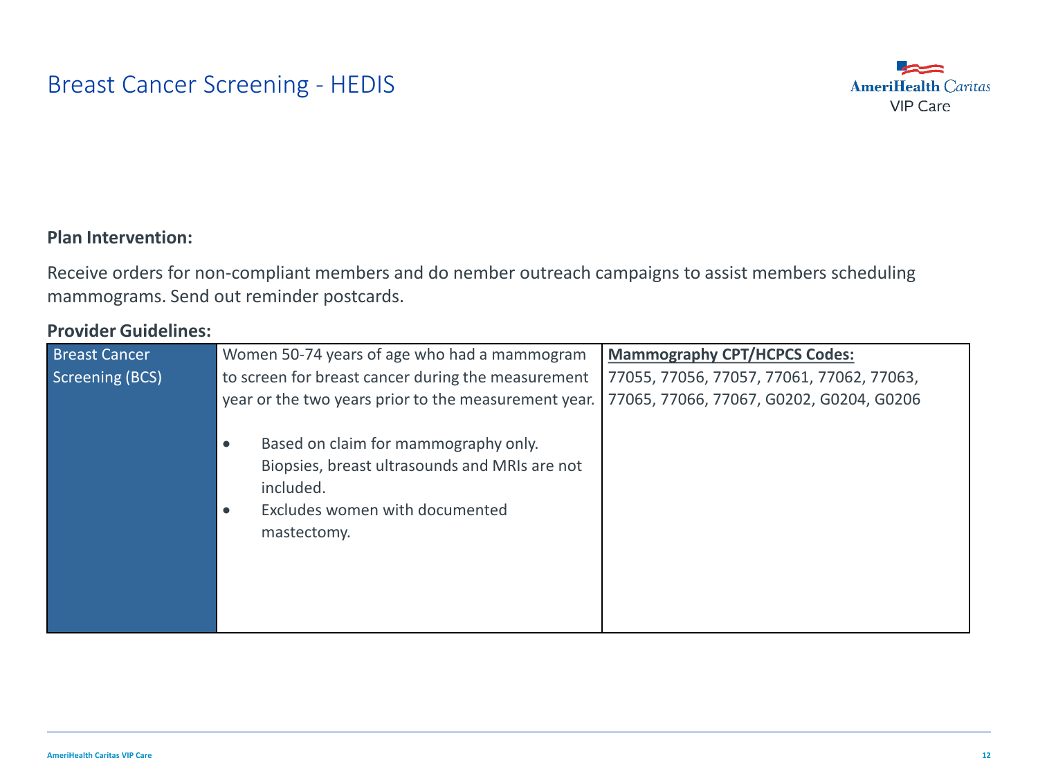# Breast Cancer Screening - HEDIS

**Plan Intervention:**

Receive orders for non-compliant members and do nember outreach campaigns to assist members scheduling mammograms. Send out reminder postcards.

**Provider Guidelines:**

| Breast Cancer Screening (BCS) | Women 50-74 years of age who had a mammogram to screen for breast cancer during the measurement year or the two years prior to the measurement year.<br><br>• Based on claim for mammography only. Biopsies, breast ultrasounds and MRIs are not included.<br>• Excludes women with documented mastectomy. | **Mammography CPT/HCPCS Codes:**<br>77055, 77056, 77057, 77061, 77062, 77063, 77065, 77066, 77067, G0202, G0204, G0206 |
|---|---|---|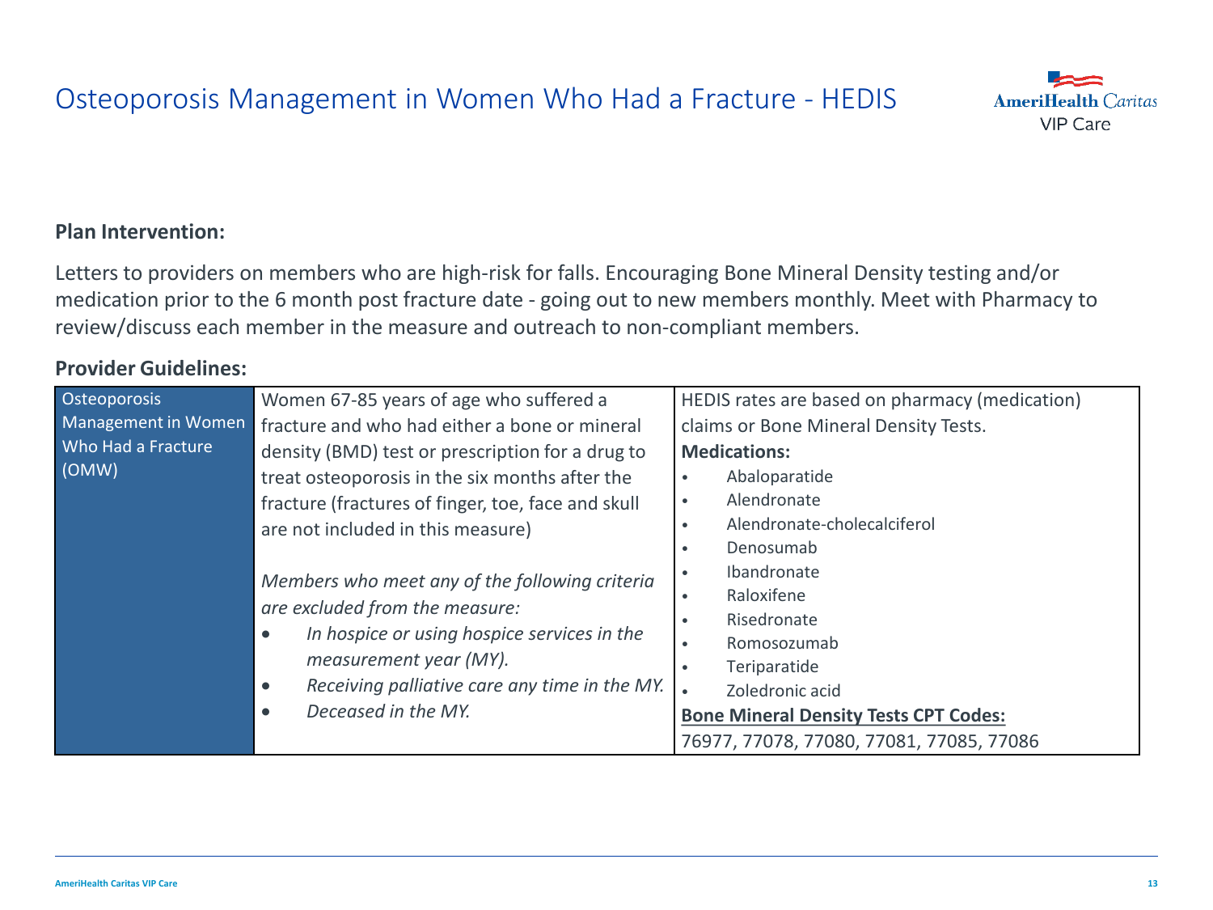# Osteoporosis Management in Women Who Had a Fracture - HEDIS

**Plan Intervention:**

Letters to providers on members who are high-risk for falls. Encouraging Bone Mineral Density testing and/or medication prior to the 6 month post fracture date - going out to new members monthly. Meet with Pharmacy to review/discuss each member in the measure and outreach to non-compliant members.

**Provider Guidelines:**

| | | |
|---|---|---|
| Osteoporosis Management in Women Who Had a Fracture (OMW) | Women 67-85 years of age who suffered a fracture and who had either a bone or mineral density (BMD) test or prescription for a drug to treat osteoporosis in the six months after the fracture (fractures of finger, toe, face and skull are not included in this measure)<br><br>*Members who meet any of the following criteria are excluded from the measure:*<br>• *In hospice or using hospice services in the measurement year (MY).*<br>• *Receiving palliative care any time in the MY.*<br>• *Deceased in the MY.* | HEDIS rates are based on pharmacy (medication) claims or Bone Mineral Density Tests.<br>**Medications:**<br>• Abaloparatide<br>• Alendronate<br>• Alendronate-cholecalciferol<br>• Denosumab<br>• Ibandronate<br>• Raloxifene<br>• Risedronate<br>• Romosozumab<br>• Teriparatide<br>• Zoledronic acid<br>**<u>Bone Mineral Density Tests CPT Codes:</u>**<br>76977, 77078, 77080, 77081, 77085, 77086 |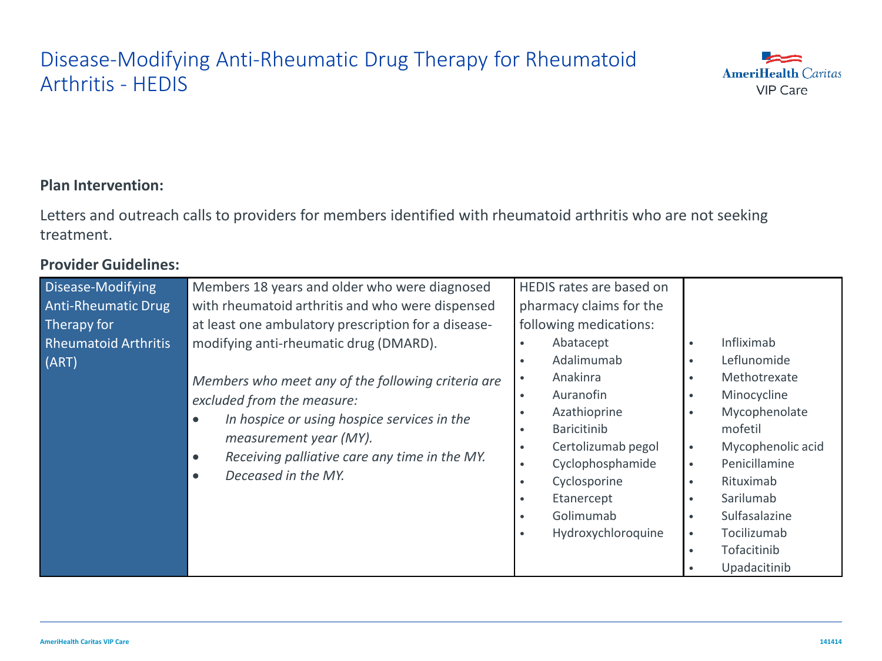# Disease-Modifying Anti-Rheumatic Drug Therapy for Rheumatoid Arthritis - HEDIS

**Plan Intervention:**

Letters and outreach calls to providers for members identified with rheumatoid arthritis who are not seeking treatment.

**Provider Guidelines:**

| Disease-Modifying Anti-Rheumatic Drug Therapy for Rheumatoid Arthritis (ART) | Members 18 years and older who were diagnosed with rheumatoid arthritis and who were dispensed at least one ambulatory prescription for a disease-modifying anti-rheumatic drug (DMARD).<br><br>*Members who meet any of the following criteria are excluded from the measure:*<br>• *In hospice or using hospice services in the measurement year (MY).*<br>• *Receiving palliative care any time in the MY.*<br>• *Deceased in the MY.* | HEDIS rates are based on pharmacy claims for the following medications:<br>• Abatacept<br>• Adalimumab<br>• Anakinra<br>• Auranofin<br>• Azathioprine<br>• Baricitinib<br>• Certolizumab pegol<br>• Cyclophosphamide<br>• Cyclosporine<br>• Etanercept<br>• Golimumab<br>• Hydroxychloroquine | • Infliximab<br>• Leflunomide<br>• Methotrexate<br>• Minocycline<br>• Mycophenolate mofetil<br>• Mycophenolic acid<br>• Penicillamine<br>• Rituximab<br>• Sarilumab<br>• Sulfasalazine<br>• Tocilizumab<br>• Tofacitinib<br>• Upadacitinib |
|---|---|---|---|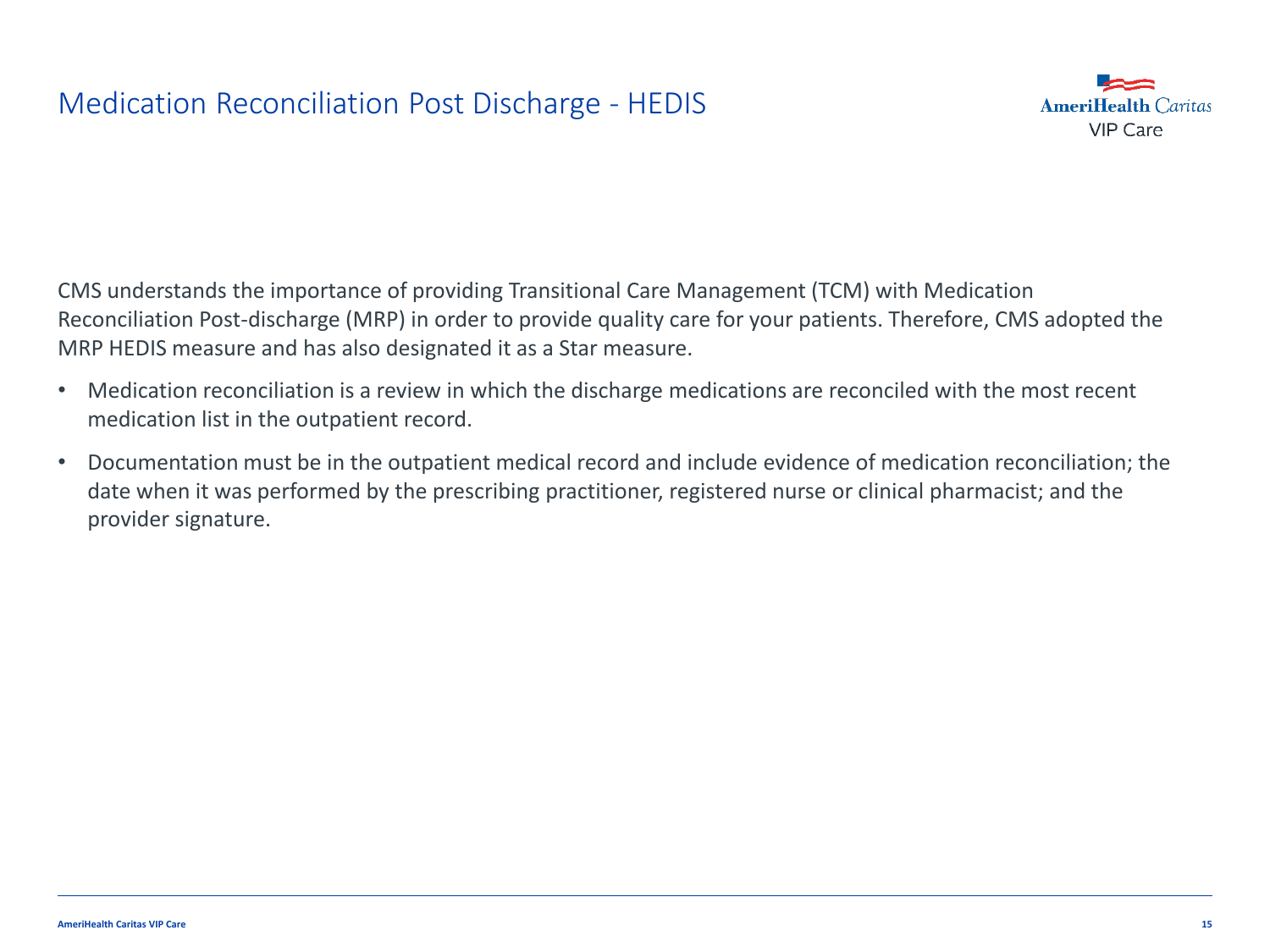# Medication Reconciliation Post Discharge - HEDIS

CMS understands the importance of providing Transitional Care Management (TCM) with Medication Reconciliation Post-discharge (MRP) in order to provide quality care for your patients. Therefore, CMS adopted the MRP HEDIS measure and has also designated it as a Star measure.

- Medication reconciliation is a review in which the discharge medications are reconciled with the most recent medication list in the outpatient record.
- Documentation must be in the outpatient medical record and include evidence of medication reconciliation; the date when it was performed by the prescribing practitioner, registered nurse or clinical pharmacist; and the provider signature.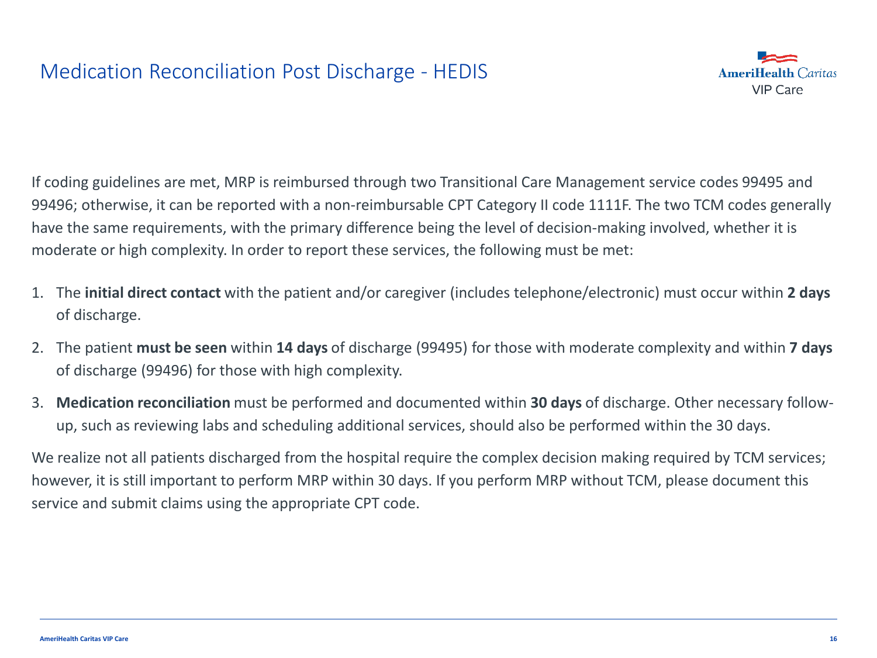# Medication Reconciliation Post Discharge - HEDIS

If coding guidelines are met, MRP is reimbursed through two Transitional Care Management service codes 99495 and 99496; otherwise, it can be reported with a non-reimbursable CPT Category II code 1111F. The two TCM codes generally have the same requirements, with the primary difference being the level of decision-making involved, whether it is moderate or high complexity. In order to report these services, the following must be met:

1. The **initial direct contact** with the patient and/or caregiver (includes telephone/electronic) must occur within **2 days** of discharge.
2. The patient **must be seen** within **14 days** of discharge (99495) for those with moderate complexity and within **7 days** of discharge (99496) for those with high complexity.
3. **Medication reconciliation** must be performed and documented within **30 days** of discharge. Other necessary follow-up, such as reviewing labs and scheduling additional services, should also be performed within the 30 days.

We realize not all patients discharged from the hospital require the complex decision making required by TCM services; however, it is still important to perform MRP within 30 days. If you perform MRP without TCM, please document this service and submit claims using the appropriate CPT code.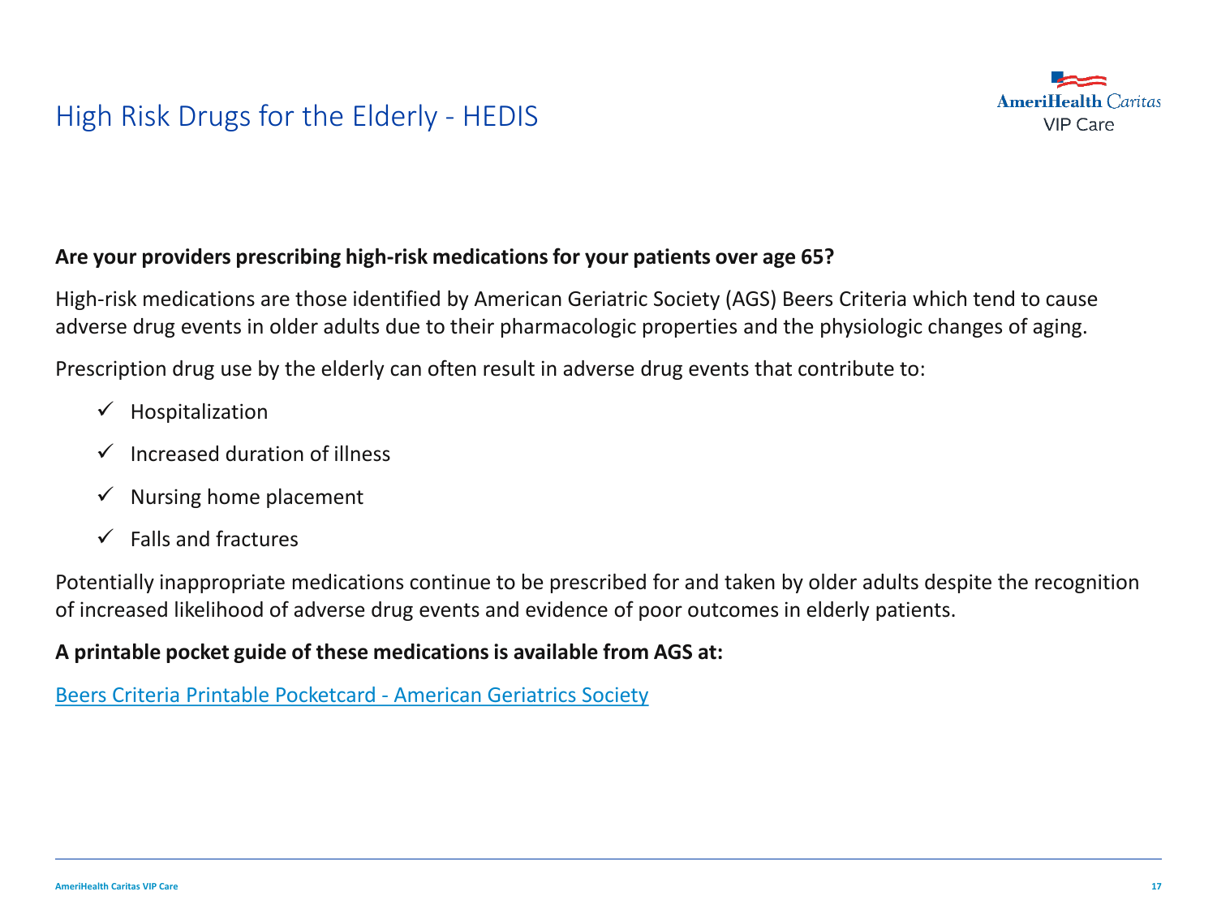# High Risk Drugs for the Elderly - HEDIS

**Are your providers prescribing high-risk medications for your patients over age 65?**

High-risk medications are those identified by American Geriatric Society (AGS) Beers Criteria which tend to cause adverse drug events in older adults due to their pharmacologic properties and the physiologic changes of aging.

Prescription drug use by the elderly can often result in adverse drug events that contribute to:

- ✓ Hospitalization
- ✓ Increased duration of illness
- ✓ Nursing home placement
- ✓ Falls and fractures

Potentially inappropriate medications continue to be prescribed for and taken by older adults despite the recognition of increased likelihood of adverse drug events and evidence of poor outcomes in elderly patients.

**A printable pocket guide of these medications is available from AGS at:**

Beers Criteria Printable Pocketcard - American Geriatrics Society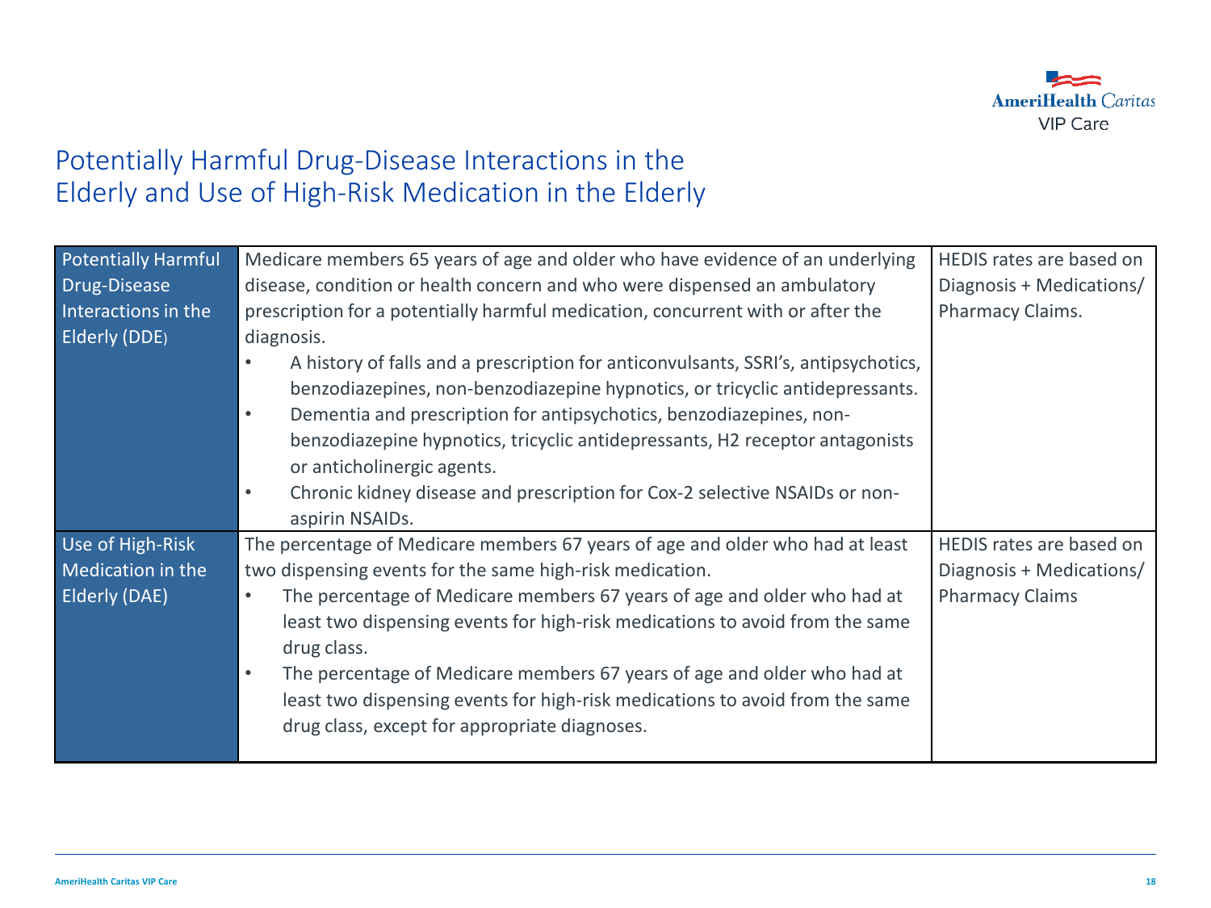# Potentially Harmful Drug-Disease Interactions in the Elderly and Use of High-Risk Medication in the Elderly

| | | |
|---|---|---|
| Potentially Harmful Drug-Disease Interactions in the Elderly (DDE) | Medicare members 65 years of age and older who have evidence of an underlying disease, condition or health concern and who were dispensed an ambulatory prescription for a potentially harmful medication, concurrent with or after the diagnosis.<br>• A history of falls and a prescription for anticonvulsants, SSRI's, antipsychotics, benzodiazepines, non-benzodiazepine hypnotics, or tricyclic antidepressants.<br>• Dementia and prescription for antipsychotics, benzodiazepines, non-benzodiazepine hypnotics, tricyclic antidepressants, H2 receptor antagonists or anticholinergic agents.<br>• Chronic kidney disease and prescription for Cox-2 selective NSAIDs or non-aspirin NSAIDs. | HEDIS rates are based on Diagnosis + Medications/ Pharmacy Claims. |
| Use of High-Risk Medication in the Elderly (DAE) | The percentage of Medicare members 67 years of age and older who had at least two dispensing events for the same high-risk medication.<br>• The percentage of Medicare members 67 years of age and older who had at least two dispensing events for high-risk medications to avoid from the same drug class.<br>• The percentage of Medicare members 67 years of age and older who had at least two dispensing events for high-risk medications to avoid from the same drug class, except for appropriate diagnoses. | HEDIS rates are based on Diagnosis + Medications/ Pharmacy Claims |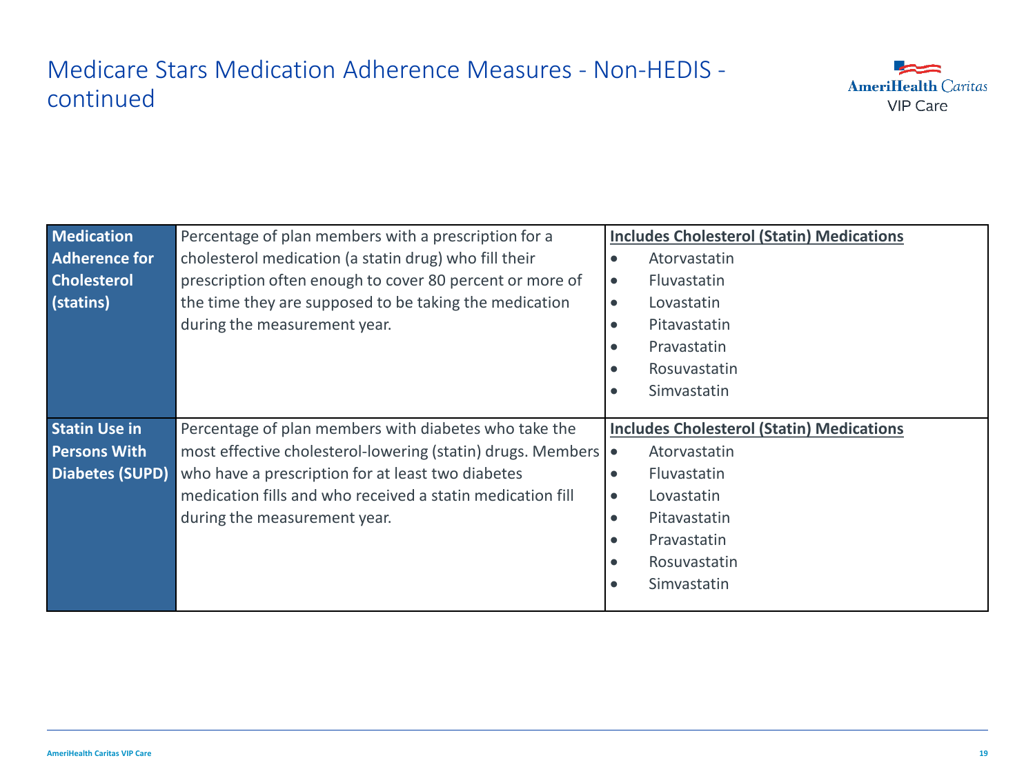# Medicare Stars Medication Adherence Measures - Non-HEDIS - continued

| | | |
|---|---|---|
| **Medication Adherence for Cholesterol (statins)** | Percentage of plan members with a prescription for a cholesterol medication (a statin drug) who fill their prescription often enough to cover 80 percent or more of the time they are supposed to be taking the medication during the measurement year. | **Includes Cholesterol (Statin) Medications**<br>• Atorvastatin<br>• Fluvastatin<br>• Lovastatin<br>• Pitavastatin<br>• Pravastatin<br>• Rosuvastatin<br>• Simvastatin |
| **Statin Use in Persons With Diabetes (SUPD)** | Percentage of plan members with diabetes who take the most effective cholesterol-lowering (statin) drugs. Members who have a prescription for at least two diabetes medication fills and who received a statin medication fill during the measurement year. | **Includes Cholesterol (Statin) Medications**<br>• Atorvastatin<br>• Fluvastatin<br>• Lovastatin<br>• Pitavastatin<br>• Pravastatin<br>• Rosuvastatin<br>• Simvastatin |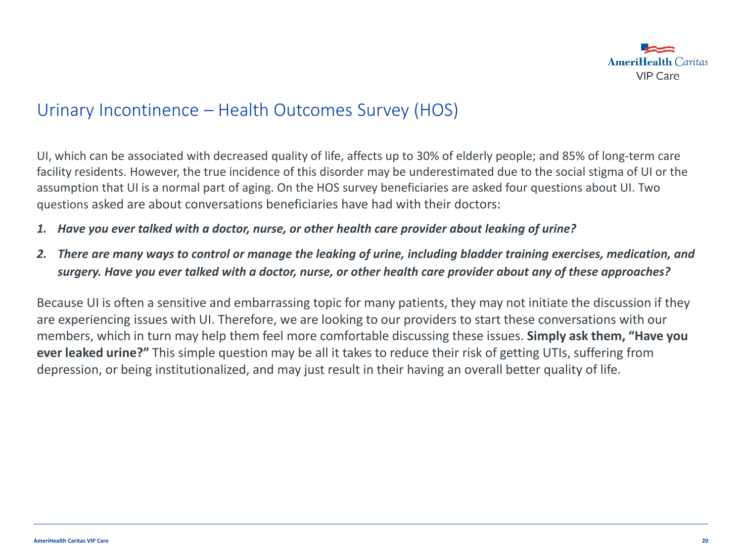# Urinary Incontinence – Health Outcomes Survey (HOS)

UI, which can be associated with decreased quality of life, affects up to 30% of elderly people; and 85% of long-term care facility residents. However, the true incidence of this disorder may be underestimated due to the social stigma of UI or the assumption that UI is a normal part of aging. On the HOS survey beneficiaries are asked four questions about UI. Two questions asked are about conversations beneficiaries have had with their doctors:

1. ***Have you ever talked with a doctor, nurse, or other health care provider about leaking of urine?***
2. ***There are many ways to control or manage the leaking of urine, including bladder training exercises, medication, and surgery. Have you ever talked with a doctor, nurse, or other health care provider about any of these approaches?***

Because UI is often a sensitive and embarrassing topic for many patients, they may not initiate the discussion if they are experiencing issues with UI. Therefore, we are looking to our providers to start these conversations with our members, which in turn may help them feel more comfortable discussing these issues. **Simply ask them, "Have you ever leaked urine?"** This simple question may be all it takes to reduce their risk of getting UTIs, suffering from depression, or being institutionalized, and may just result in their having an overall better quality of life.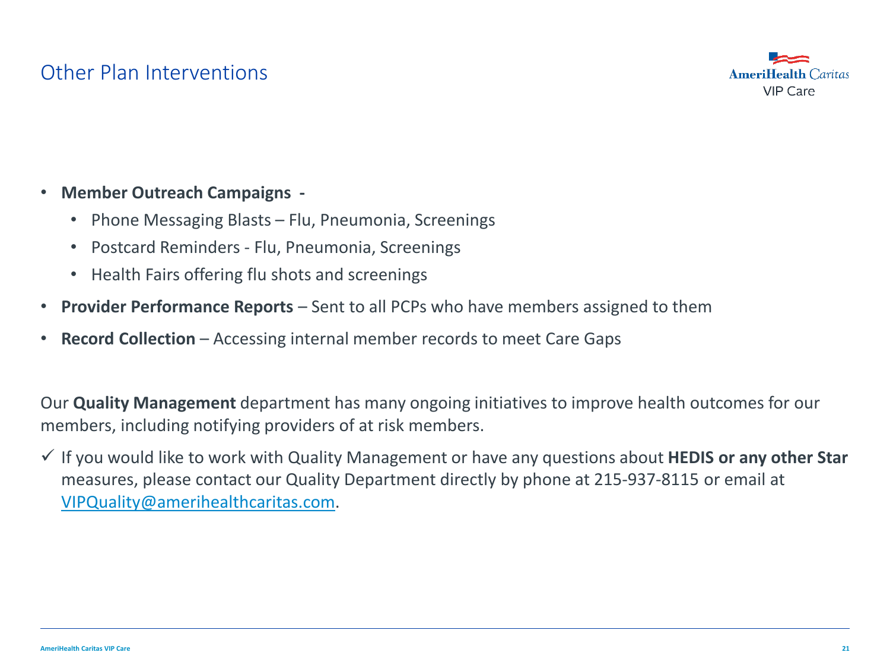## Other Plan Interventions

- **Member Outreach Campaigns -**
  - Phone Messaging Blasts – Flu, Pneumonia, Screenings
  - Postcard Reminders - Flu, Pneumonia, Screenings
  - Health Fairs offering flu shots and screenings
- **Provider Performance Reports** – Sent to all PCPs who have members assigned to them
- **Record Collection** – Accessing internal member records to meet Care Gaps

Our **Quality Management** department has many ongoing initiatives to improve health outcomes for our members, including notifying providers of at risk members.

✓ If you would like to work with Quality Management or have any questions about **HEDIS or any other Star** measures, please contact our Quality Department directly by phone at 215-937-8115 or email at VIPQuality@amerihealthcaritas.com.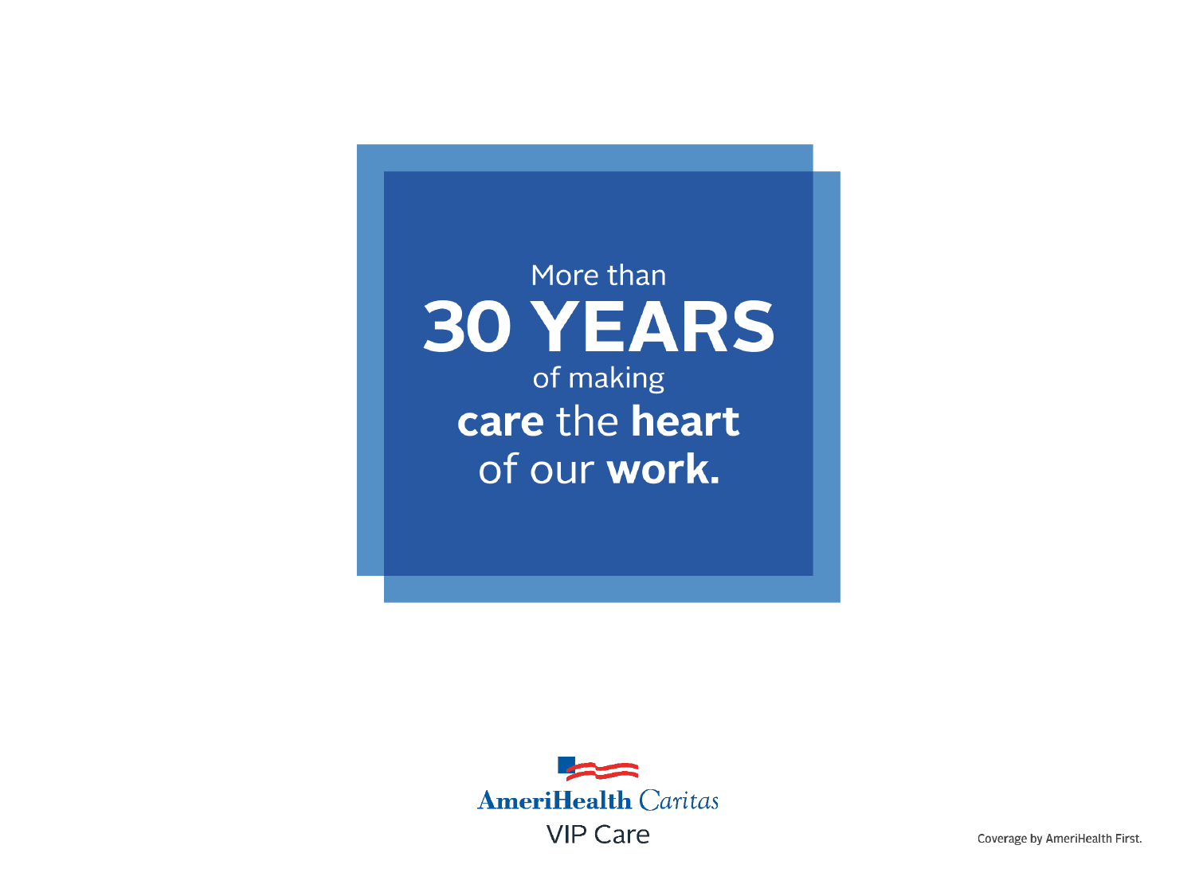More than

**30 YEARS**

of making

**care** the **heart**

of our **work.**

AmeriHealth Caritas

VIP Care

Coverage by AmeriHealth First.